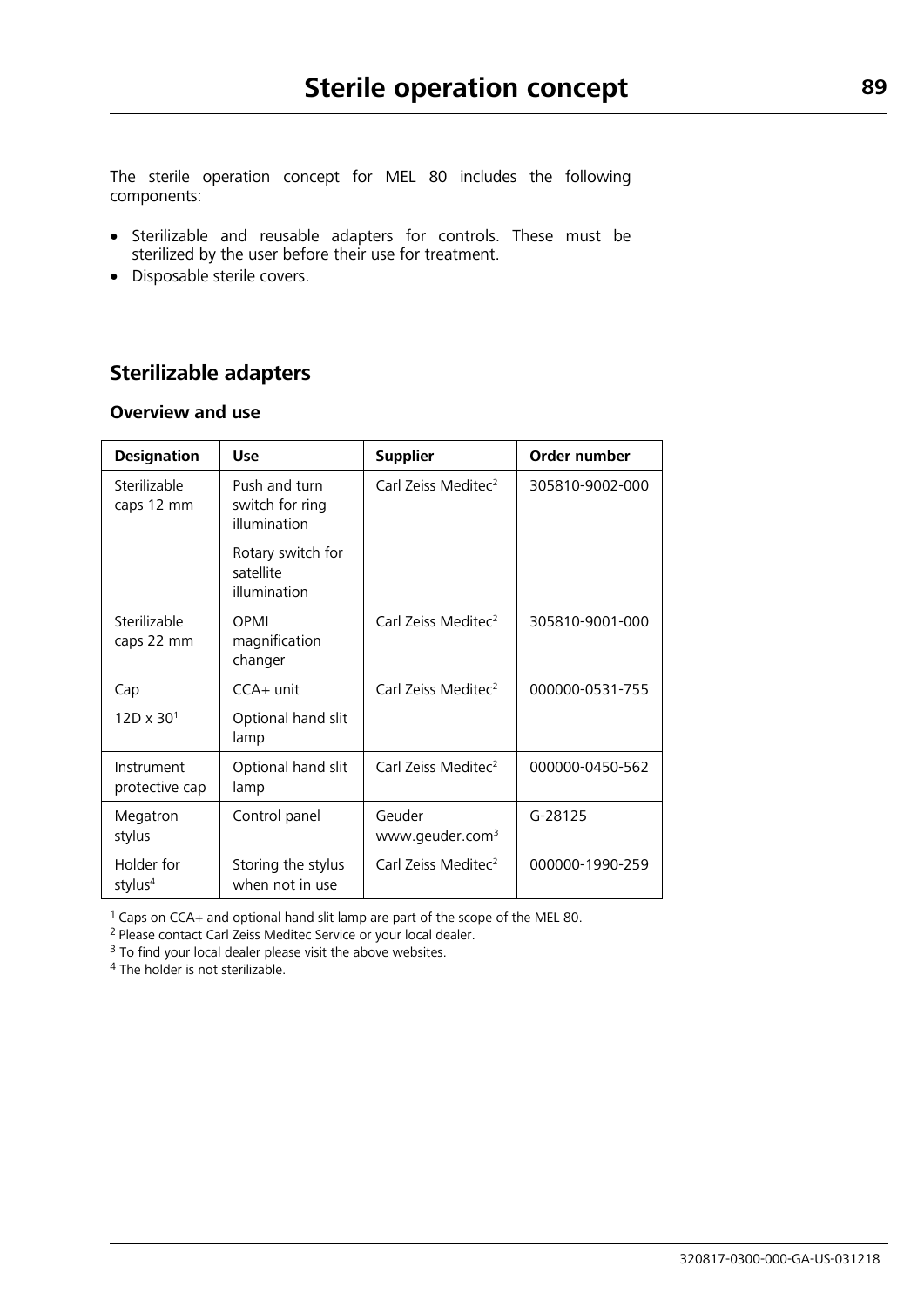# Sterile operation concept

The sterile operation concept for MEL 80 includes the following components:

- Sterilizable and reusable adapters for controls. These must be sterilized by the user before their use for treatment.
- Disposable sterile covers.

## Sterilizable adapters

### Overview and use

| Designation | Use | Supplier | Order number |
|---|---|---|---|
| Sterilizable caps 12 mm | Push and turn switch for ring illumination<br>Rotary switch for satellite illumination | Carl Zeiss Meditec[2] | 305810-9002-000 |
| Sterilizable caps 22 mm | OPMI magnification changer | Carl Zeiss Meditec[2] | 305810-9001-000 |
| Cap<br>12D x 30[1] | CCA+ unit<br>Optional hand slit lamp | Carl Zeiss Meditec[2] | 000000-0531-755 |
| Instrument protective cap | Optional hand slit lamp | Carl Zeiss Meditec[2] | 000000-0450-562 |
| Megatron stylus | Control panel | Geuder www.geuder.com[3] | G-28125 |
| Holder for stylus[4] | Storing the stylus when not in use | Carl Zeiss Meditec[2] | 000000-1990-259 |

[1] Caps on CCA+ and optional hand slit lamp are part of the scope of the MEL 80.
[2] Please contact Carl Zeiss Meditec Service or your local dealer.
[3] To find your local dealer please visit the above websites.
[4] The holder is not sterilizable.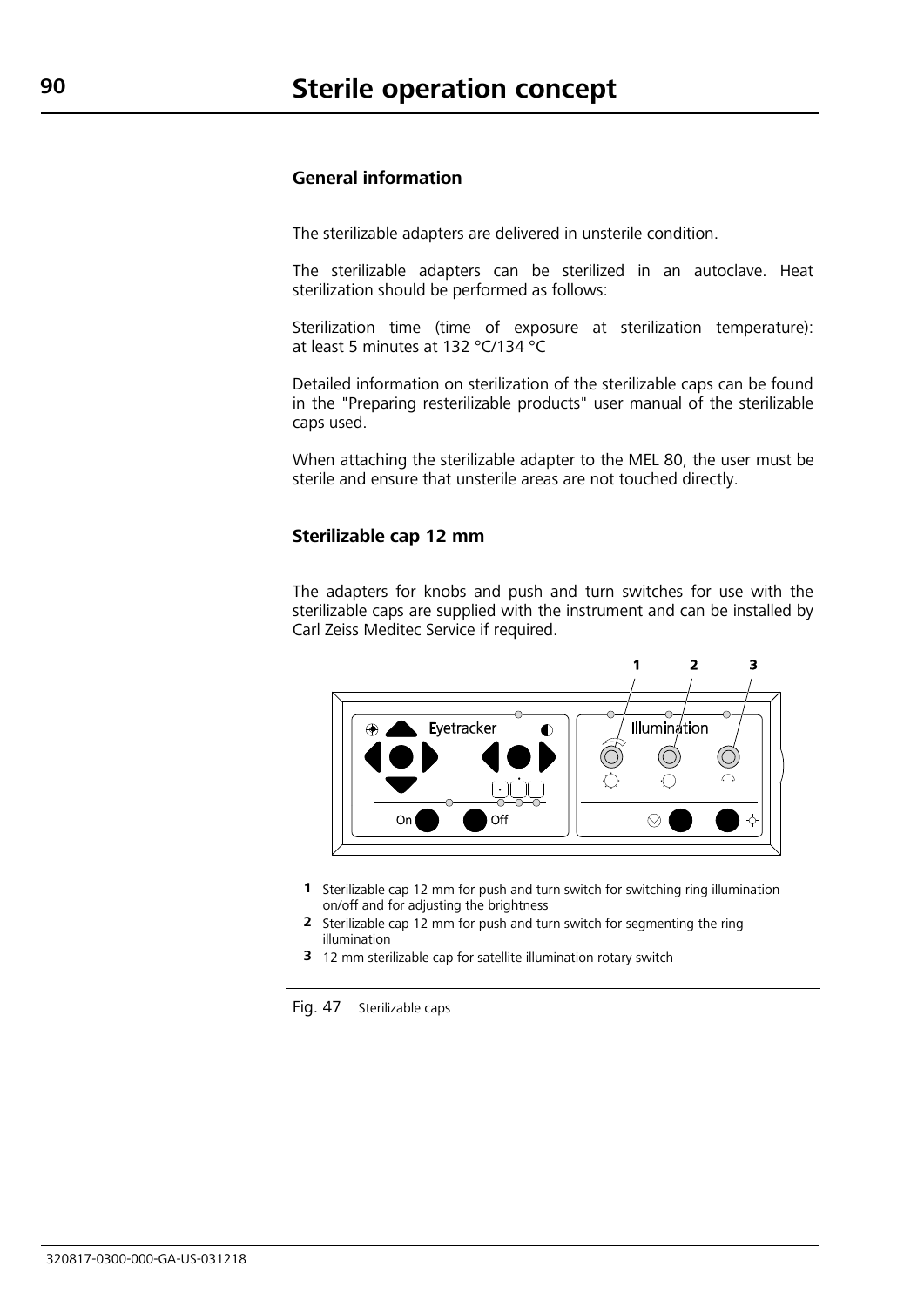# Sterile operation concept

## General information

The sterilizable adapters are delivered in unsterile condition.

The sterilizable adapters can be sterilized in an autoclave. Heat sterilization should be performed as follows:

Sterilization time (time of exposure at sterilization temperature): at least 5 minutes at 132 °C/134 °C

Detailed information on sterilization of the sterilizable caps can be found in the "Preparing resterilizable products" user manual of the sterilizable caps used.

When attaching the sterilizable adapter to the MEL 80, the user must be sterile and ensure that unsterile areas are not touched directly.

## Sterilizable cap 12 mm

The adapters for knobs and push and turn switches for use with the sterilizable caps are supplied with the instrument and can be installed by Carl Zeiss Meditec Service if required.

1 Sterilizable cap 12 mm for push and turn switch for switching ring illumination on/off and for adjusting the brightness

2 Sterilizable cap 12 mm for push and turn switch for segmenting the ring illumination

3 12 mm sterilizable cap for satellite illumination rotary switch

Fig. 47 Sterilizable caps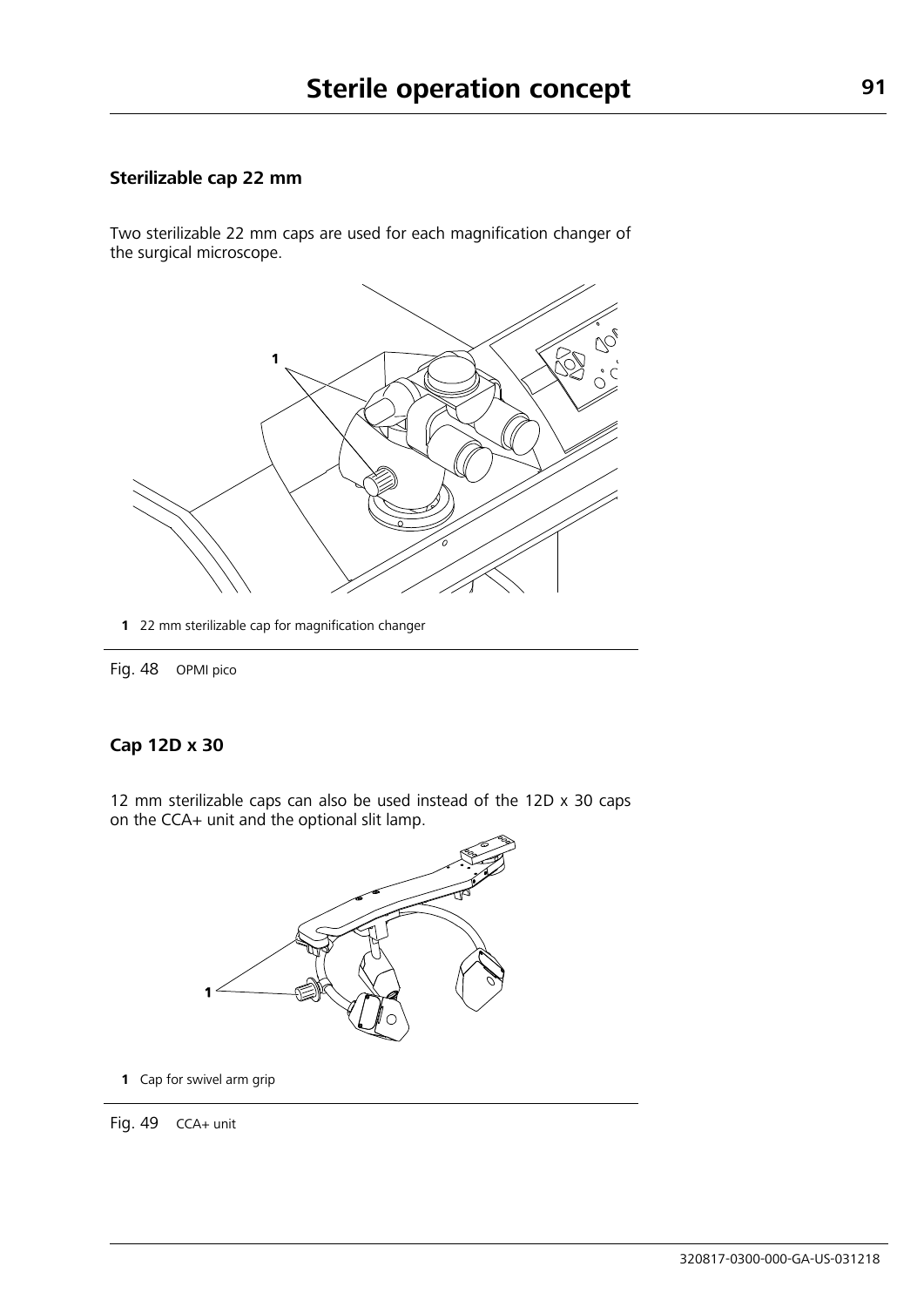### Sterilizable cap 22 mm

Two sterilizable 22 mm caps are used for each magnification changer of the surgical microscope.

1 22 mm sterilizable cap for magnification changer

Fig. 48 OPMI pico

### Cap 12D x 30

12 mm sterilizable caps can also be used instead of the 12D x 30 caps on the CCA+ unit and the optional slit lamp.

1 Cap for swivel arm grip

Fig. 49 CCA+ unit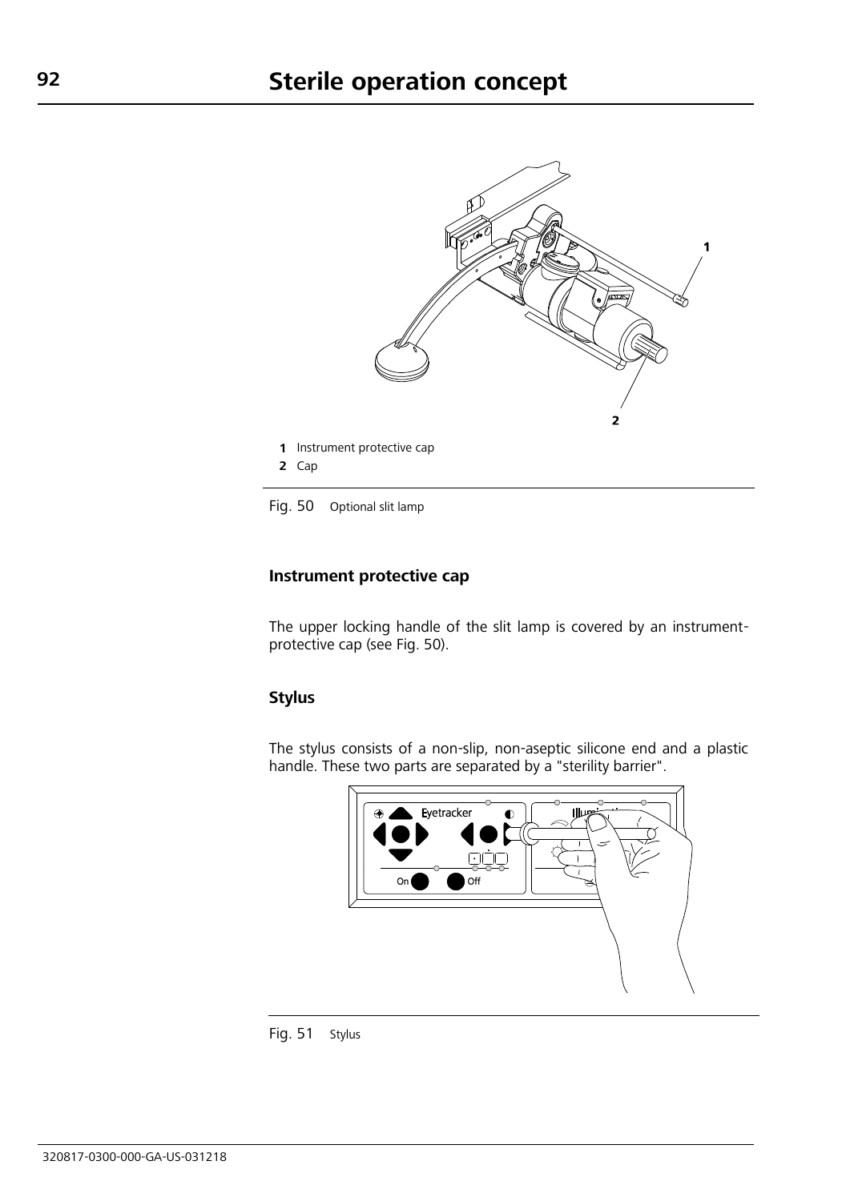# Sterile operation concept

1 Instrument protective cap
2 Cap

Fig. 50 Optional slit lamp

### Instrument protective cap

The upper locking handle of the slit lamp is covered by an instrument-protective cap (see Fig. 50).

### Stylus

The stylus consists of a non-slip, non-aseptic silicone end and a plastic handle. These two parts are separated by a "sterility barrier".

Fig. 51 Stylus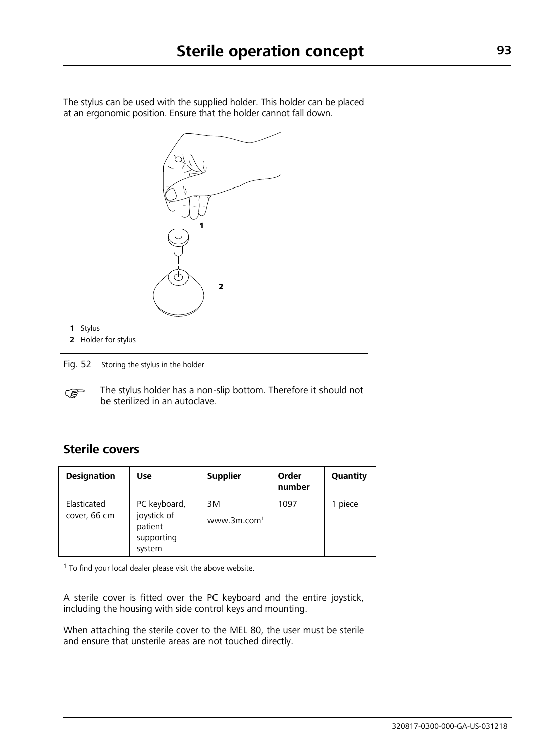The stylus can be used with the supplied holder. This holder can be placed at an ergonomic position. Ensure that the holder cannot fall down.

1 Stylus
2 Holder for stylus

Fig. 52 Storing the stylus in the holder

☞ The stylus holder has a non-slip bottom. Therefore it should not be sterilized in an autoclave.

## Sterile covers

| Designation | Use | Supplier | Order number | Quantity |
| --- | --- | --- | --- | --- |
| Elasticated cover, 66 cm | PC keyboard, joystick of patient supporting system | 3M www.3m.com[1] | 1097 | 1 piece |

[1] To find your local dealer please visit the above website.

A sterile cover is fitted over the PC keyboard and the entire joystick, including the housing with side control keys and mounting.

When attaching the sterile cover to the MEL 80, the user must be sterile and ensure that unsterile areas are not touched directly.